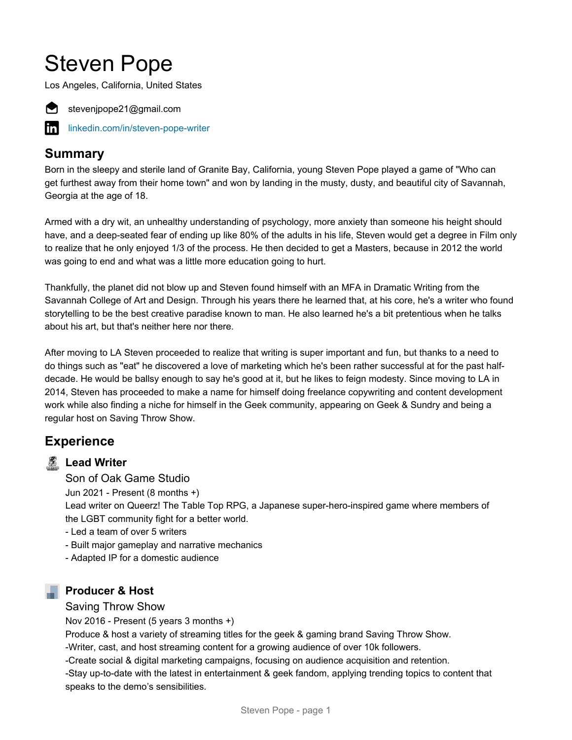# Steven Pope

Los Angeles, California, United States

stevenjpope21@gmail.com

[linkedin.com/in/steven-pope-writer](https://linkedin.com/in/steven-pope-writer)

## Summary

Born in the sleepy and sterile land of Granite Bay, California, young Steven Pope played a game of "Who can get furthest away from their home town" and won by landing in the musty, dusty, and beautiful city of Savannah, Georgia at the age of 18.

Armed with a dry wit, an unhealthy understanding of psychology, more anxiety than someone his height should have, and a deep-seated fear of ending up like 80% of the adults in his life, Steven would get a degree in Film only to realize that he only enjoyed 1/3 of the process. He then decided to get a Masters, because in 2012 the world was going to end and what was a little more education going to hurt.

Thankfully, the planet did not blow up and Steven found himself with an MFA in Dramatic Writing from the Savannah College of Art and Design. Through his years there he learned that, at his core, he's a writer who found storytelling to be the best creative paradise known to man. He also learned he's a bit pretentious when he talks about his art, but that's neither here nor there.

After moving to LA Steven proceeded to realize that writing is super important and fun, but thanks to a need to do things such as "eat" he discovered a love of marketing which he's been rather successful at for the past half-decade. He would be ballsy enough to say he's good at it, but he likes to feign modesty. Since moving to LA in 2014, Steven has proceeded to make a name for himself doing freelance copywriting and content development work while also finding a niche for himself in the Geek community, appearing on Geek & Sundry and being a regular host on Saving Throw Show.

## Experience

### Lead Writer

Son of Oak Game Studio

Jun 2021 - Present (8 months +)

Lead writer on Queerz! The Table Top RPG, a Japanese super-hero-inspired game where members of the LGBT community fight for a better world.

- Led a team of over 5 writers
- Built major gameplay and narrative mechanics
- Adapted IP for a domestic audience

### Producer & Host

Saving Throw Show

Nov 2016 - Present (5 years 3 months +)

Produce & host a variety of streaming titles for the geek & gaming brand Saving Throw Show.

-Writer, cast, and host streaming content for a growing audience of over 10k followers.

-Create social & digital marketing campaigns, focusing on audience acquisition and retention.

-Stay up-to-date with the latest in entertainment & geek fandom, applying trending topics to content that speaks to the demo's sensibilities.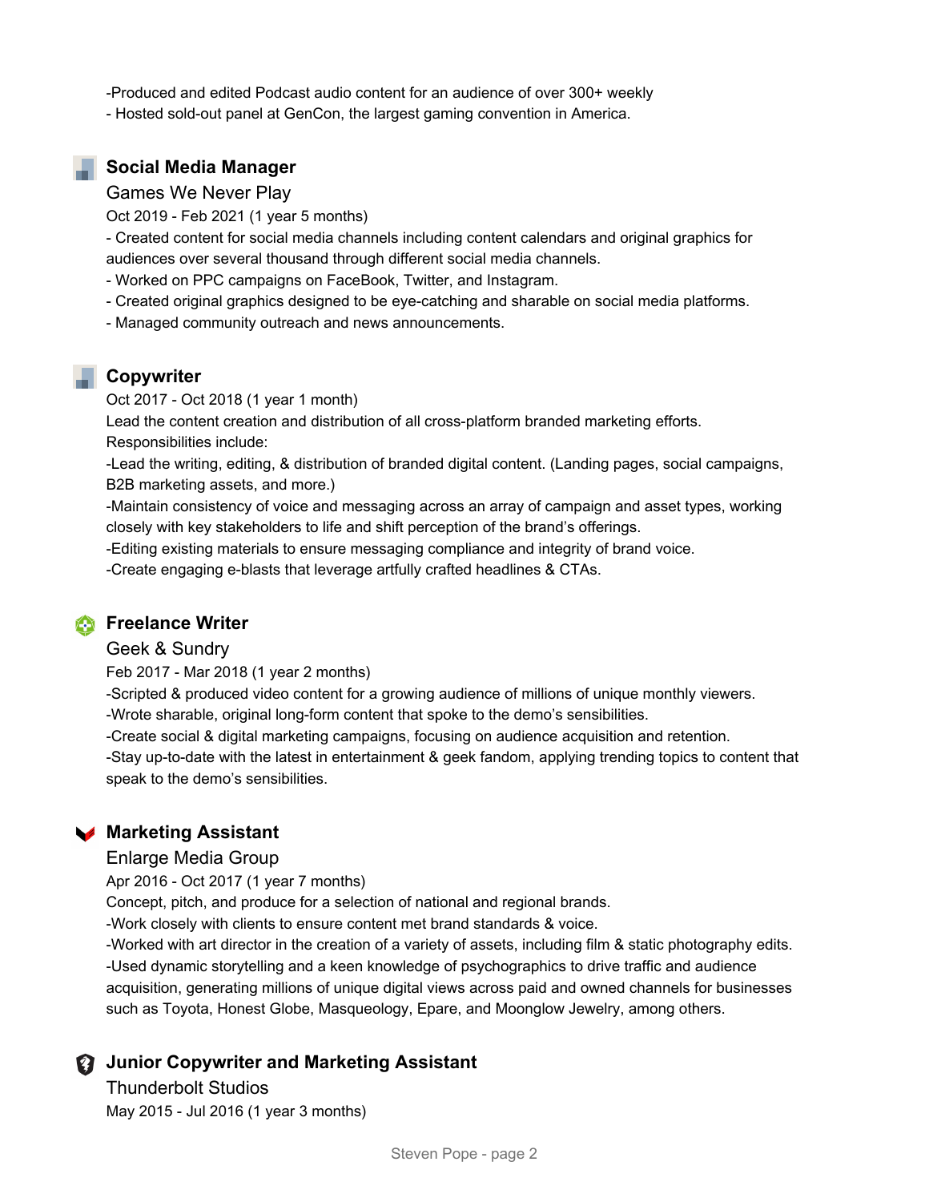-Produced and edited Podcast audio content for an audience of over 300+ weekly
- Hosted sold-out panel at GenCon, the largest gaming convention in America.

### Social Media Manager

Games We Never Play

Oct 2019 - Feb 2021 (1 year 5 months)

- Created content for social media channels including content calendars and original graphics for audiences over several thousand through different social media channels.
- Worked on PPC campaigns on FaceBook, Twitter, and Instagram.
- Created original graphics designed to be eye-catching and sharable on social media platforms.
- Managed community outreach and news announcements.

### Copywriter

Oct 2017 - Oct 2018 (1 year 1 month)

Lead the content creation and distribution of all cross-platform branded marketing efforts.
Responsibilities include:

-Lead the writing, editing, & distribution of branded digital content. (Landing pages, social campaigns, B2B marketing assets, and more.)
-Maintain consistency of voice and messaging across an array of campaign and asset types, working closely with key stakeholders to life and shift perception of the brand's offerings.
-Editing existing materials to ensure messaging compliance and integrity of brand voice.
-Create engaging e-blasts that leverage artfully crafted headlines & CTAs.

### Freelance Writer

Geek & Sundry

Feb 2017 - Mar 2018 (1 year 2 months)

-Scripted & produced video content for a growing audience of millions of unique monthly viewers.
-Wrote sharable, original long-form content that spoke to the demo's sensibilities.
-Create social & digital marketing campaigns, focusing on audience acquisition and retention.
-Stay up-to-date with the latest in entertainment & geek fandom, applying trending topics to content that speak to the demo's sensibilities.

### Marketing Assistant

Enlarge Media Group

Apr 2016 - Oct 2017 (1 year 7 months)

Concept, pitch, and produce for a selection of national and regional brands.
-Work closely with clients to ensure content met brand standards & voice.
-Worked with art director in the creation of a variety of assets, including film & static photography edits.
-Used dynamic storytelling and a keen knowledge of psychographics to drive traffic and audience acquisition, generating millions of unique digital views across paid and owned channels for businesses such as Toyota, Honest Globe, Masqueology, Epare, and Moonglow Jewelry, among others.

### Junior Copywriter and Marketing Assistant

Thunderbolt Studios

May 2015 - Jul 2016 (1 year 3 months)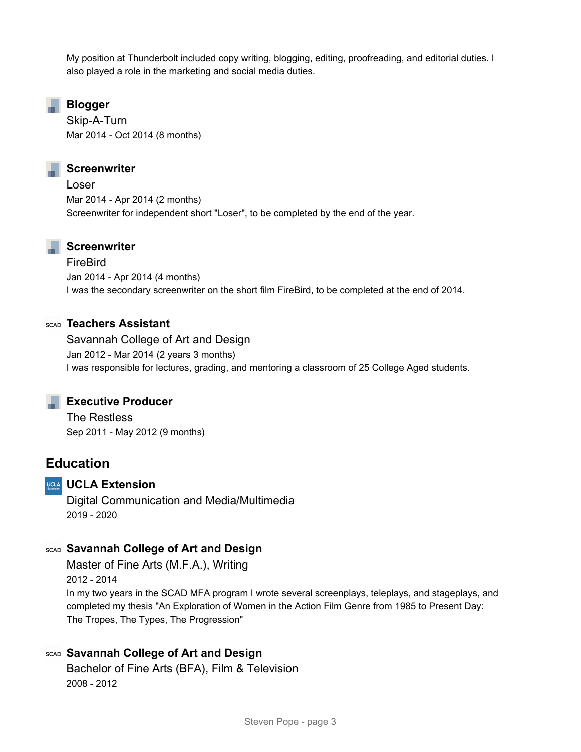My position at Thunderbolt included copy writing, blogging, editing, proofreading, and editorial duties. I also played a role in the marketing and social media duties.

### Blogger

Skip-A-Turn
Mar 2014 - Oct 2014 (8 months)

### Screenwriter

Loser
Mar 2014 - Apr 2014 (2 months)
Screenwriter for independent short "Loser", to be completed by the end of the year.

### Screenwriter

FireBird
Jan 2014 - Apr 2014 (4 months)
I was the secondary screenwriter on the short film FireBird, to be completed at the end of 2014.

### Teachers Assistant

Savannah College of Art and Design
Jan 2012 - Mar 2014 (2 years 3 months)
I was responsible for lectures, grading, and mentoring a classroom of 25 College Aged students.

### Executive Producer

The Restless
Sep 2011 - May 2012 (9 months)

## Education

### UCLA Extension

Digital Communication and Media/Multimedia
2019 - 2020

### Savannah College of Art and Design

Master of Fine Arts (M.F.A.), Writing
2012 - 2014
In my two years in the SCAD MFA program I wrote several screenplays, teleplays, and stageplays, and completed my thesis "An Exploration of Women in the Action Film Genre from 1985 to Present Day: The Tropes, The Types, The Progression"

### Savannah College of Art and Design

Bachelor of Fine Arts (BFA), Film & Television
2008 - 2012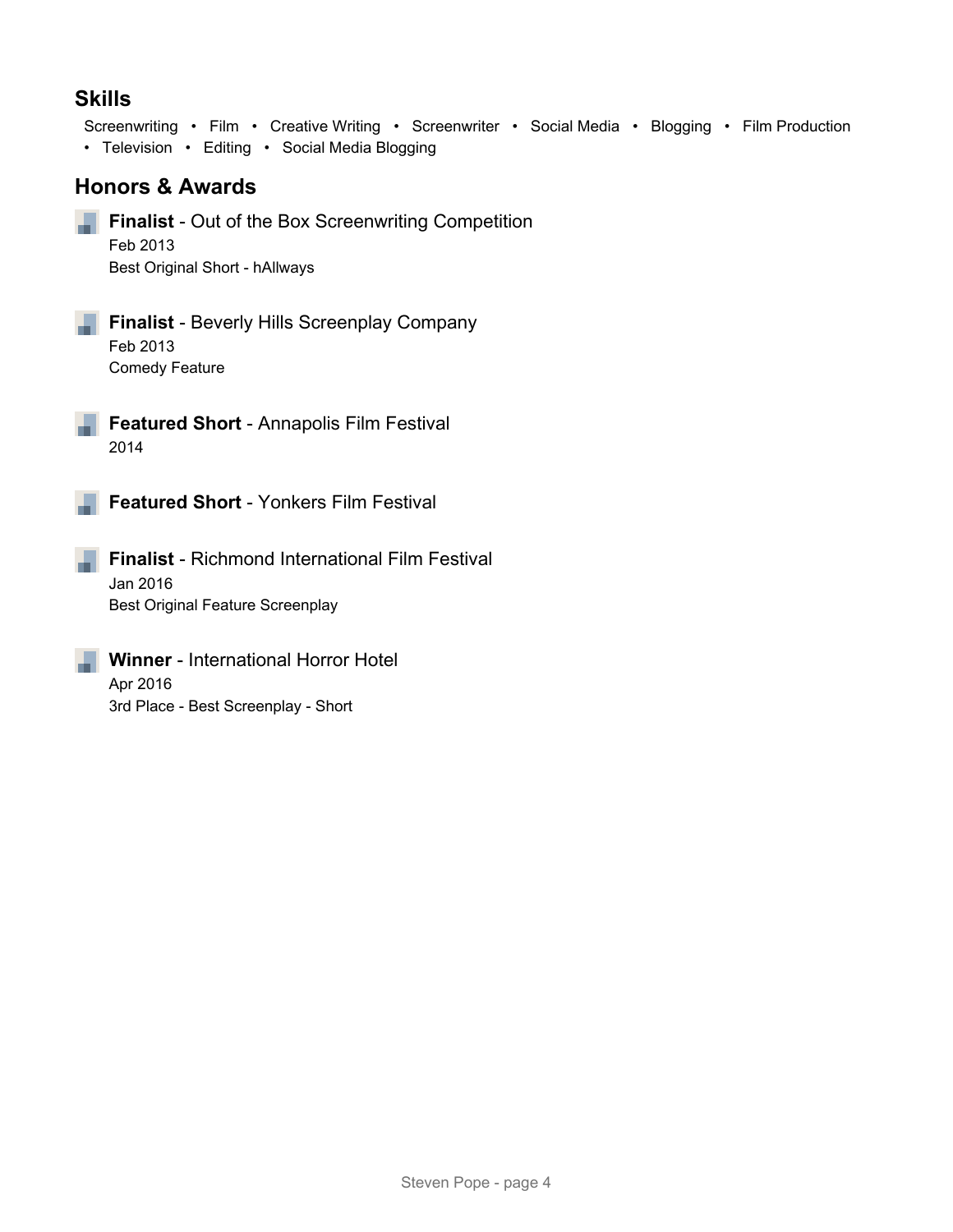## Skills

Screenwriting • Film • Creative Writing • Screenwriter • Social Media • Blogging • Film Production • Television • Editing • Social Media Blogging

## Honors & Awards

**Finalist** - Out of the Box Screenwriting Competition
Feb 2013
Best Original Short - hAllways

**Finalist** - Beverly Hills Screenplay Company
Feb 2013
Comedy Feature

**Featured Short** - Annapolis Film Festival
2014

**Featured Short** - Yonkers Film Festival

**Finalist** - Richmond International Film Festival
Jan 2016
Best Original Feature Screenplay

**Winner** - International Horror Hotel
Apr 2016
3rd Place - Best Screenplay - Short